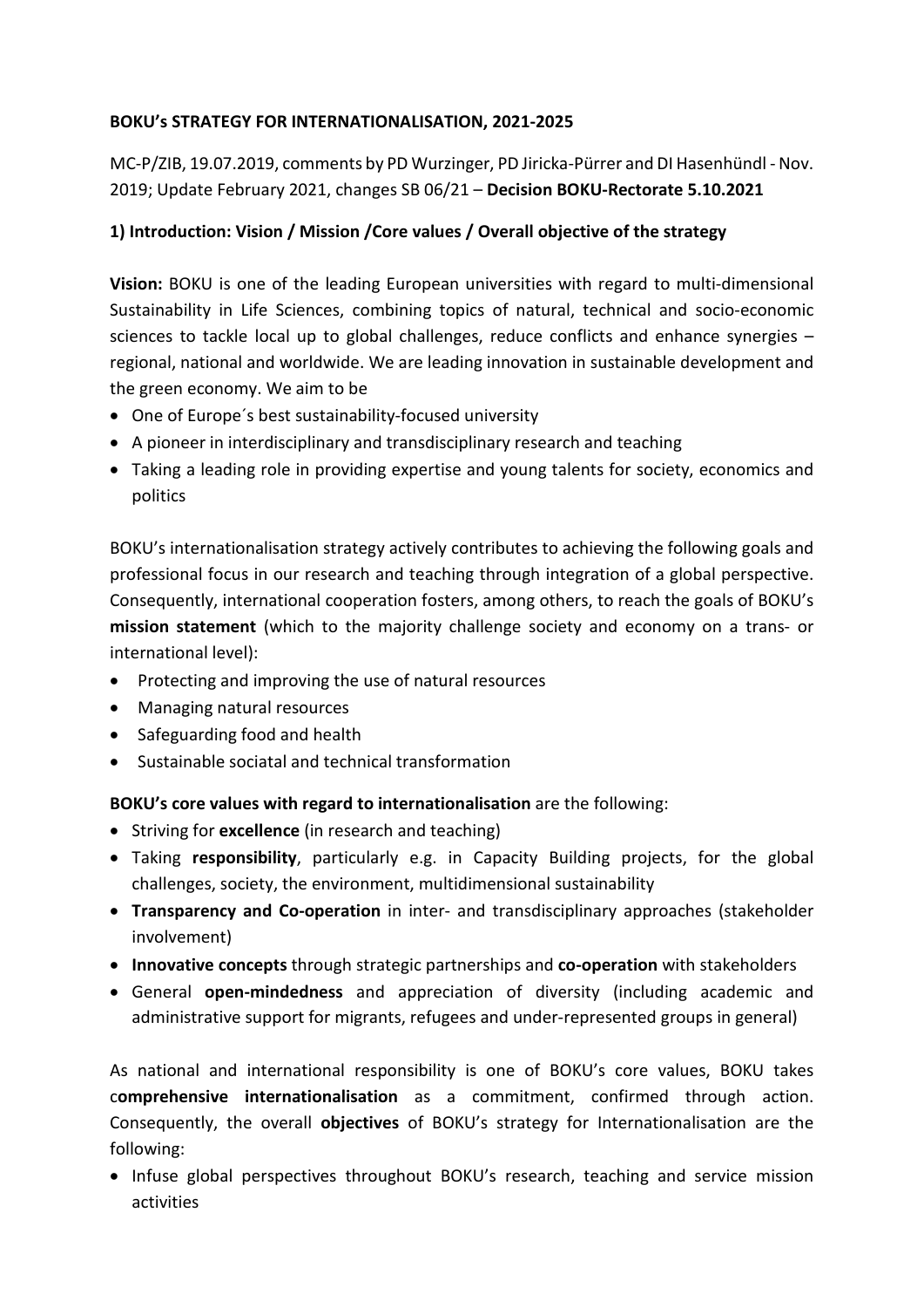**BOKU's STRATEGY FOR INTERNATIONALISATION, 2021-2025**

MC-P/ZIB, 19.07.2019, comments by PD Wurzinger, PD Jiricka-Pürrer and DI Hasenhündl - Nov. 2019; Update February 2021, changes SB 06/21 – **Decision BOKU-Rectorate 5.10.2021**

## 1) Introduction: Vision / Mission /Core values / Overall objective of the strategy

**Vision:** BOKU is one of the leading European universities with regard to multi-dimensional Sustainability in Life Sciences, combining topics of natural, technical and socio-economic sciences to tackle local up to global challenges, reduce conflicts and enhance synergies – regional, national and worldwide. We are leading innovation in sustainable development and the green economy. We aim to be

- One of Europe´s best sustainability-focused university
- A pioneer in interdisciplinary and transdisciplinary research and teaching
- Taking a leading role in providing expertise and young talents for society, economics and politics

BOKU's internationalisation strategy actively contributes to achieving the following goals and professional focus in our research and teaching through integration of a global perspective. Consequently, international cooperation fosters, among others, to reach the goals of BOKU's **mission statement** (which to the majority challenge society and economy on a trans- or international level):

- Protecting and improving the use of natural resources
- Managing natural resources
- Safeguarding food and health
- Sustainable sociatal and technical transformation

**BOKU's core values with regard to internationalisation** are the following:

- Striving for **excellence** (in research and teaching)
- Taking **responsibility**, particularly e.g. in Capacity Building projects, for the global challenges, society, the environment, multidimensional sustainability
- **Transparency and Co-operation** in inter- and transdisciplinary approaches (stakeholder involvement)
- **Innovative concepts** through strategic partnerships and **co-operation** with stakeholders
- General **open-mindedness** and appreciation of diversity (including academic and administrative support for migrants, refugees and under-represented groups in general)

As national and international responsibility is one of BOKU's core values, BOKU takes c**omprehensive internationalisation** as a commitment, confirmed through action. Consequently, the overall **objectives** of BOKU's strategy for Internationalisation are the following:

- Infuse global perspectives throughout BOKU's research, teaching and service mission activities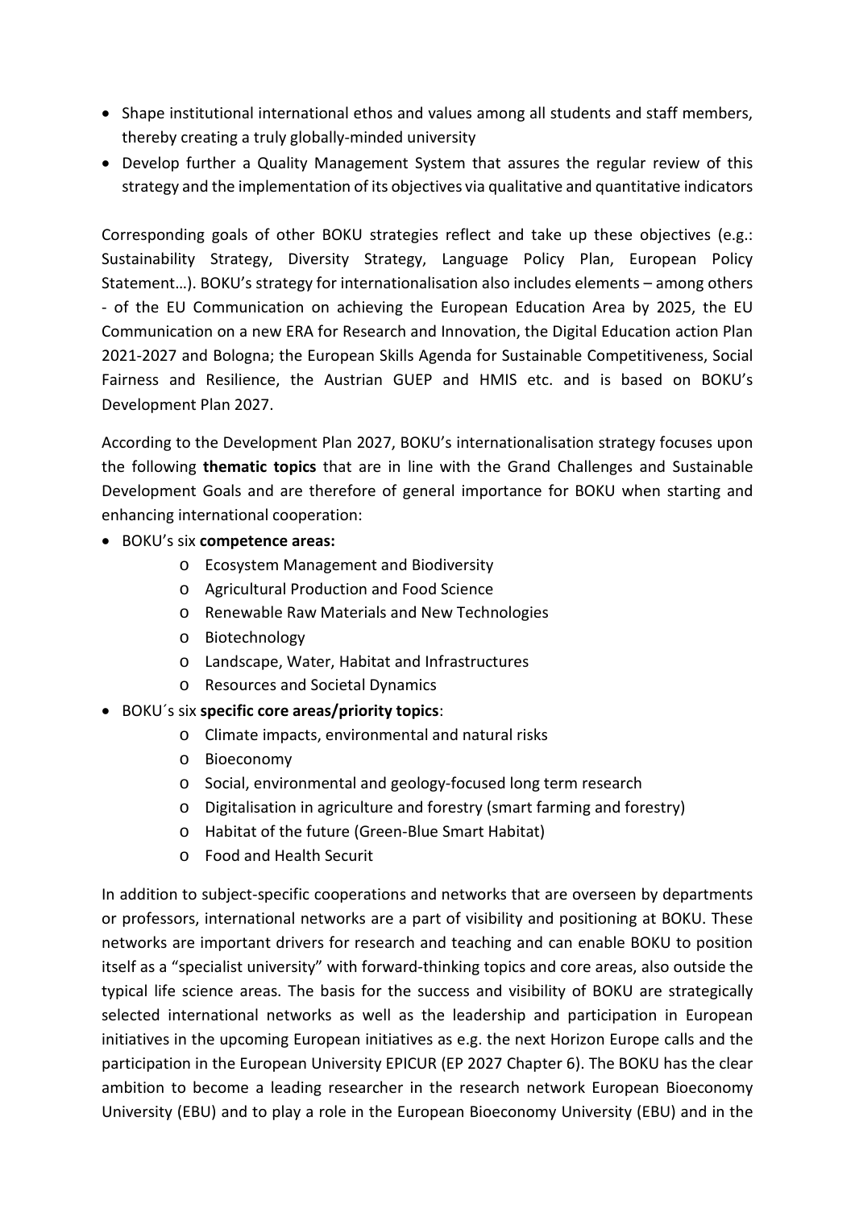- Shape institutional international ethos and values among all students and staff members, thereby creating a truly globally-minded university
- Develop further a Quality Management System that assures the regular review of this strategy and the implementation of its objectives via qualitative and quantitative indicators

Corresponding goals of other BOKU strategies reflect and take up these objectives (e.g.: Sustainability Strategy, Diversity Strategy, Language Policy Plan, European Policy Statement…). BOKU's strategy for internationalisation also includes elements – among others - of the EU Communication on achieving the European Education Area by 2025, the EU Communication on a new ERA for Research and Innovation, the Digital Education action Plan 2021-2027 and Bologna; the European Skills Agenda for Sustainable Competitiveness, Social Fairness and Resilience, the Austrian GUEP and HMIS etc. and is based on BOKU's Development Plan 2027.

According to the Development Plan 2027, BOKU's internationalisation strategy focuses upon the following **thematic topics** that are in line with the Grand Challenges and Sustainable Development Goals and are therefore of general importance for BOKU when starting and enhancing international cooperation:

- BOKU's six **competence areas:**
    - Ecosystem Management and Biodiversity
    - Agricultural Production and Food Science
    - Renewable Raw Materials and New Technologies
    - Biotechnology
    - Landscape, Water, Habitat and Infrastructures
    - Resources and Societal Dynamics
- BOKU´s six **specific core areas/priority topics**:
    - Climate impacts, environmental and natural risks
    - Bioeconomy
    - Social, environmental and geology-focused long term research
    - Digitalisation in agriculture and forestry (smart farming and forestry)
    - Habitat of the future (Green-Blue Smart Habitat)
    - Food and Health Securit

In addition to subject-specific cooperations and networks that are overseen by departments or professors, international networks are a part of visibility and positioning at BOKU. These networks are important drivers for research and teaching and can enable BOKU to position itself as a "specialist university" with forward-thinking topics and core areas, also outside the typical life science areas. The basis for the success and visibility of BOKU are strategically selected international networks as well as the leadership and participation in European initiatives in the upcoming European initiatives as e.g. the next Horizon Europe calls and the participation in the European University EPICUR (EP 2027 Chapter 6). The BOKU has the clear ambition to become a leading researcher in the research network European Bioeconomy University (EBU) and to play a role in the European Bioeconomy University (EBU) and in the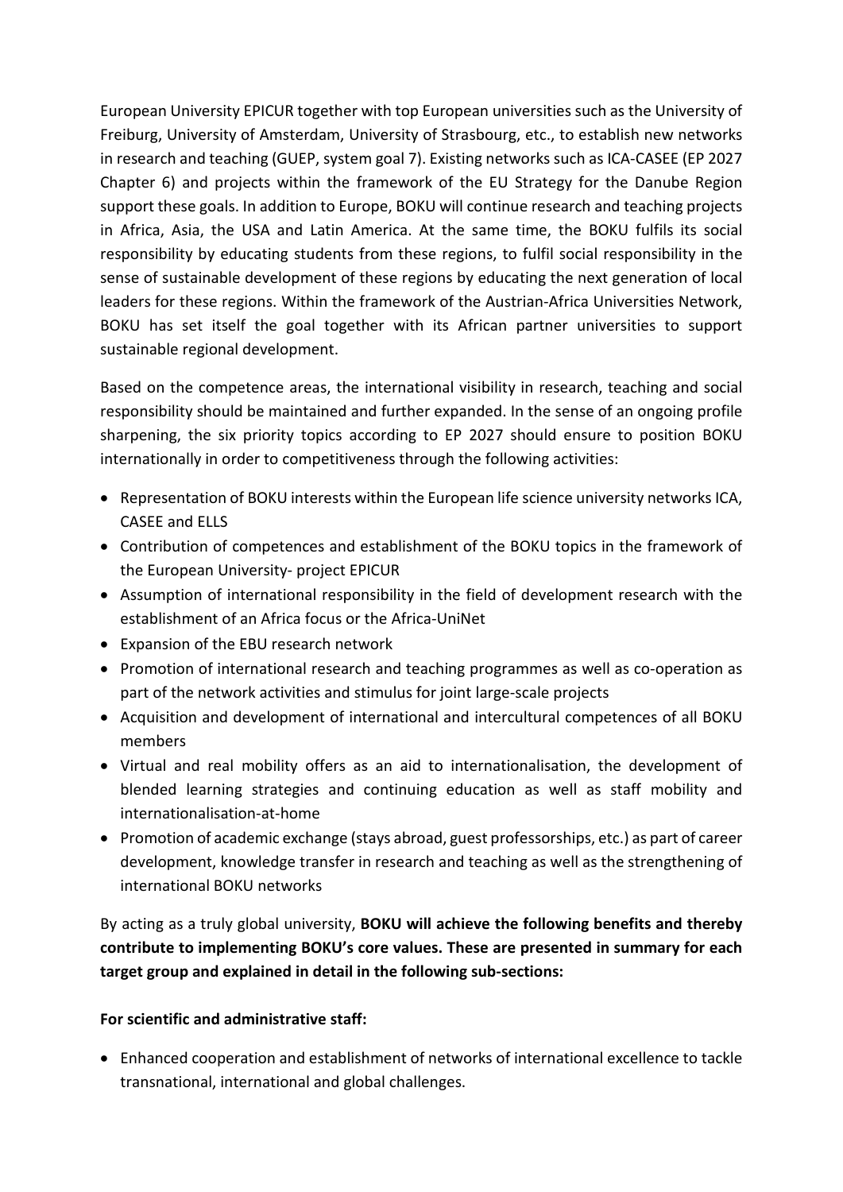European University EPICUR together with top European universities such as the University of Freiburg, University of Amsterdam, University of Strasbourg, etc., to establish new networks in research and teaching (GUEP, system goal 7). Existing networks such as ICA-CASEE (EP 2027 Chapter 6) and projects within the framework of the EU Strategy for the Danube Region support these goals. In addition to Europe, BOKU will continue research and teaching projects in Africa, Asia, the USA and Latin America. At the same time, the BOKU fulfils its social responsibility by educating students from these regions, to fulfil social responsibility in the sense of sustainable development of these regions by educating the next generation of local leaders for these regions. Within the framework of the Austrian-Africa Universities Network, BOKU has set itself the goal together with its African partner universities to support sustainable regional development.

Based on the competence areas, the international visibility in research, teaching and social responsibility should be maintained and further expanded. In the sense of an ongoing profile sharpening, the six priority topics according to EP 2027 should ensure to position BOKU internationally in order to competitiveness through the following activities:

- Representation of BOKU interests within the European life science university networks ICA, CASEE and ELLS
- Contribution of competences and establishment of the BOKU topics in the framework of the European University- project EPICUR
- Assumption of international responsibility in the field of development research with the establishment of an Africa focus or the Africa-UniNet
- Expansion of the EBU research network
- Promotion of international research and teaching programmes as well as co-operation as part of the network activities and stimulus for joint large-scale projects
- Acquisition and development of international and intercultural competences of all BOKU members
- Virtual and real mobility offers as an aid to internationalisation, the development of blended learning strategies and continuing education as well as staff mobility and internationalisation-at-home
- Promotion of academic exchange (stays abroad, guest professorships, etc.) as part of career development, knowledge transfer in research and teaching as well as the strengthening of international BOKU networks

By acting as a truly global university, **BOKU will achieve the following benefits and thereby contribute to implementing BOKU's core values. These are presented in summary for each target group and explained in detail in the following sub-sections:**

**For scientific and administrative staff:**

- Enhanced cooperation and establishment of networks of international excellence to tackle transnational, international and global challenges.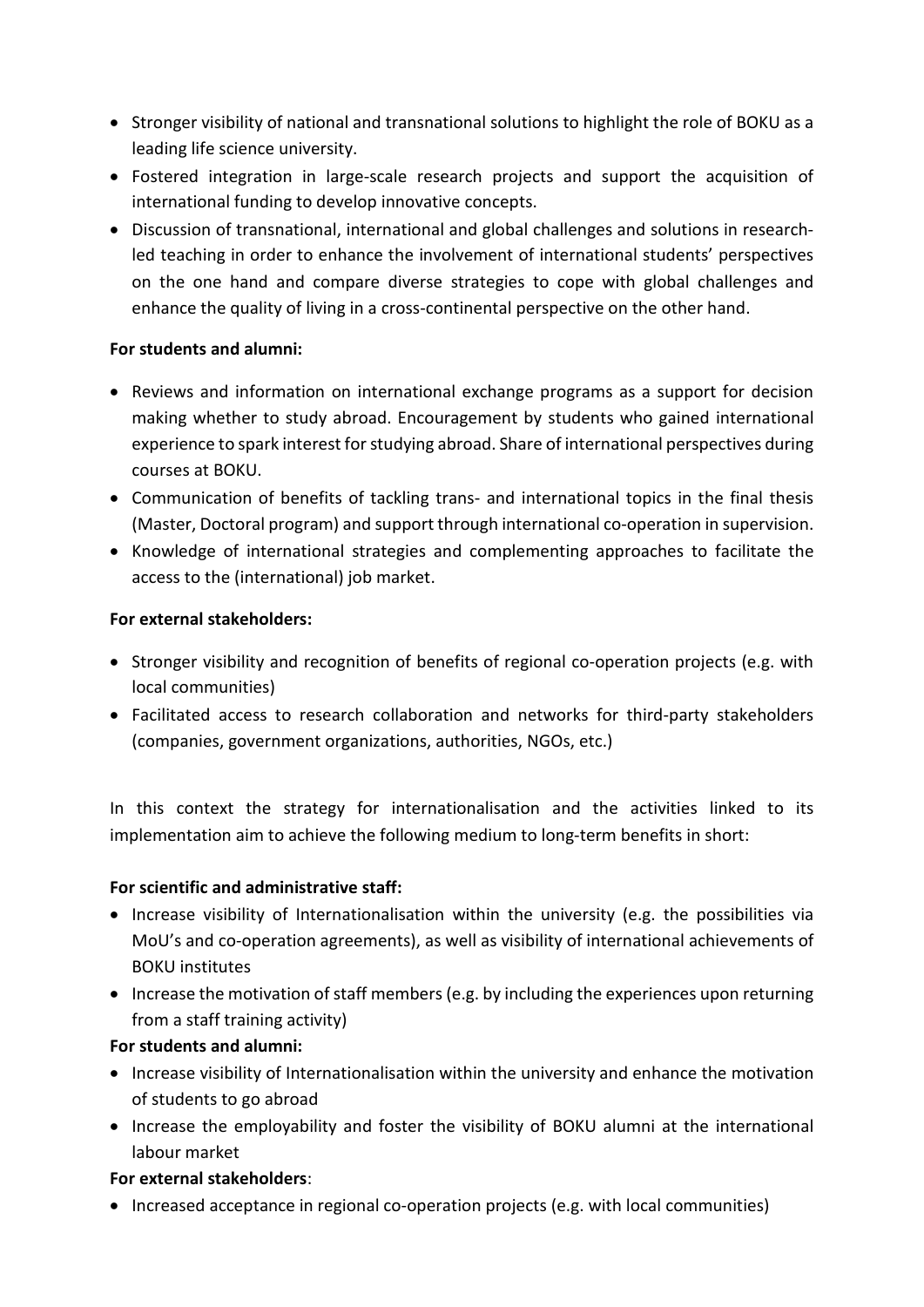- Stronger visibility of national and transnational solutions to highlight the role of BOKU as a leading life science university.
- Fostered integration in large-scale research projects and support the acquisition of international funding to develop innovative concepts.
- Discussion of transnational, international and global challenges and solutions in research-led teaching in order to enhance the involvement of international students' perspectives on the one hand and compare diverse strategies to cope with global challenges and enhance the quality of living in a cross-continental perspective on the other hand.

**For students and alumni:**

- Reviews and information on international exchange programs as a support for decision making whether to study abroad. Encouragement by students who gained international experience to spark interest for studying abroad. Share of international perspectives during courses at BOKU.
- Communication of benefits of tackling trans- and international topics in the final thesis (Master, Doctoral program) and support through international co-operation in supervision.
- Knowledge of international strategies and complementing approaches to facilitate the access to the (international) job market.

**For external stakeholders:**

- Stronger visibility and recognition of benefits of regional co-operation projects (e.g. with local communities)
- Facilitated access to research collaboration and networks for third-party stakeholders (companies, government organizations, authorities, NGOs, etc.)

In this context the strategy for internationalisation and the activities linked to its implementation aim to achieve the following medium to long-term benefits in short:

**For scientific and administrative staff:**

- Increase visibility of Internationalisation within the university (e.g. the possibilities via MoU's and co-operation agreements), as well as visibility of international achievements of BOKU institutes
- Increase the motivation of staff members (e.g. by including the experiences upon returning from a staff training activity)

**For students and alumni:**

- Increase visibility of Internationalisation within the university and enhance the motivation of students to go abroad
- Increase the employability and foster the visibility of BOKU alumni at the international labour market

**For external stakeholders**:

- Increased acceptance in regional co-operation projects (e.g. with local communities)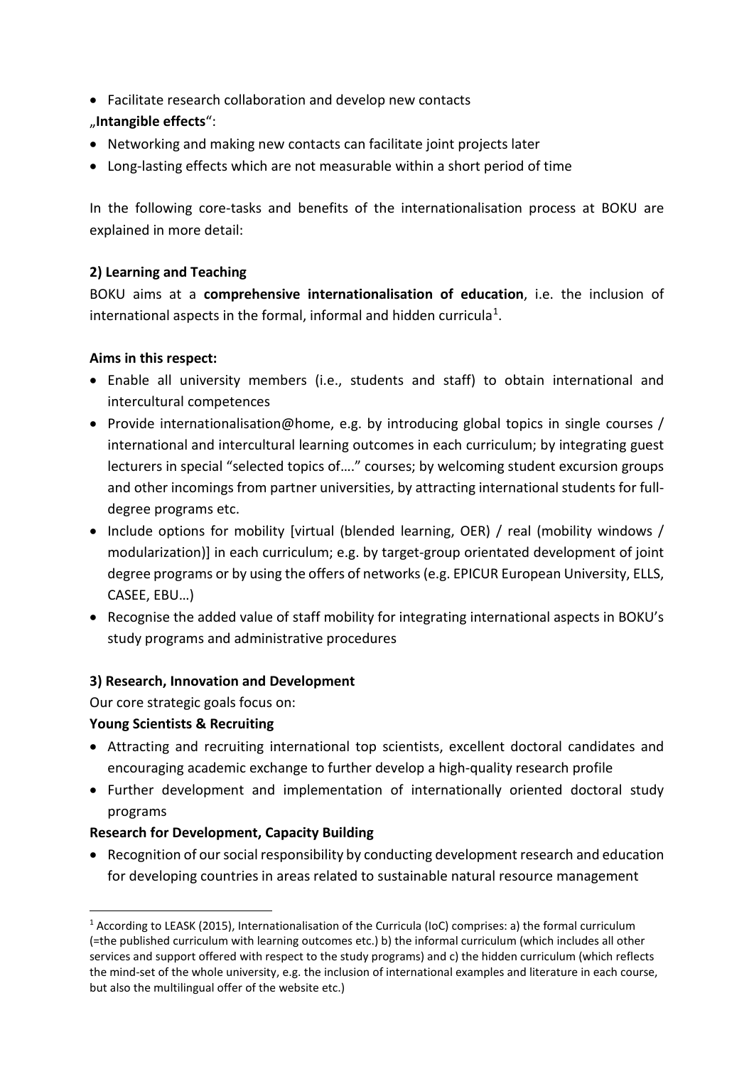- Facilitate research collaboration and develop new contacts

„**Intangible effects**":

- Networking and making new contacts can facilitate joint projects later
- Long-lasting effects which are not measurable within a short period of time

In the following core-tasks and benefits of the internationalisation process at BOKU are explained in more detail:

**2) Learning and Teaching**

BOKU aims at a **comprehensive internationalisation of education**, i.e. the inclusion of international aspects in the formal, informal and hidden curricula[1].

**Aims in this respect:**

- Enable all university members (i.e., students and staff) to obtain international and intercultural competences
- Provide internationalisation@home, e.g. by introducing global topics in single courses / international and intercultural learning outcomes in each curriculum; by integrating guest lecturers in special "selected topics of…." courses; by welcoming student excursion groups and other incomings from partner universities, by attracting international students for full-degree programs etc.
- Include options for mobility [virtual (blended learning, OER) / real (mobility windows / modularization)] in each curriculum; e.g. by target-group orientated development of joint degree programs or by using the offers of networks (e.g. EPICUR European University, ELLS, CASEE, EBU…)
- Recognise the added value of staff mobility for integrating international aspects in BOKU's study programs and administrative procedures

**3) Research, Innovation and Development**

Our core strategic goals focus on:

**Young Scientists & Recruiting**

- Attracting and recruiting international top scientists, excellent doctoral candidates and encouraging academic exchange to further develop a high-quality research profile
- Further development and implementation of internationally oriented doctoral study programs

**Research for Development, Capacity Building**

- Recognition of our social responsibility by conducting development research and education for developing countries in areas related to sustainable natural resource management

[1] According to LEASK (2015), Internationalisation of the Curricula (IoC) comprises: a) the formal curriculum (=the published curriculum with learning outcomes etc.) b) the informal curriculum (which includes all other services and support offered with respect to the study programs) and c) the hidden curriculum (which reflects the mind-set of the whole university, e.g. the inclusion of international examples and literature in each course, but also the multilingual offer of the website etc.)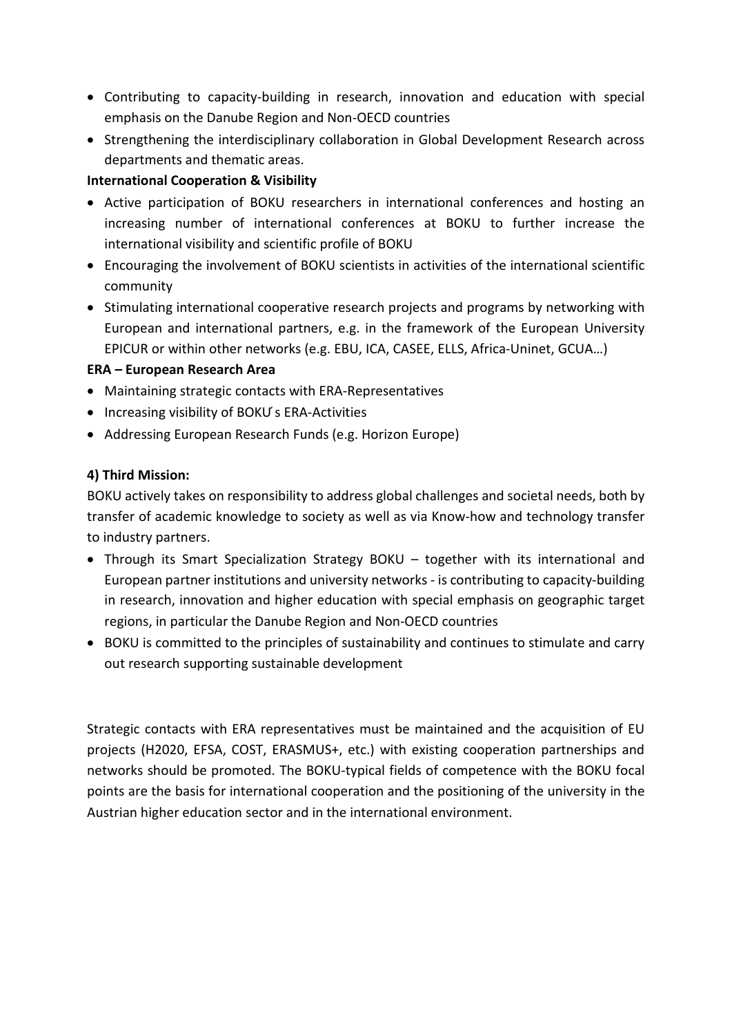- Contributing to capacity-building in research, innovation and education with special emphasis on the Danube Region and Non-OECD countries
- Strengthening the interdisciplinary collaboration in Global Development Research across departments and thematic areas.

**International Cooperation & Visibility**

- Active participation of BOKU researchers in international conferences and hosting an increasing number of international conferences at BOKU to further increase the international visibility and scientific profile of BOKU
- Encouraging the involvement of BOKU scientists in activities of the international scientific community
- Stimulating international cooperative research projects and programs by networking with European and international partners, e.g. in the framework of the European University EPICUR or within other networks (e.g. EBU, ICA, CASEE, ELLS, Africa-Uninet, GCUA…)

**ERA – European Research Area**

- Maintaining strategic contacts with ERA-Representatives
- Increasing visibility of BOKU´s ERA-Activities
- Addressing European Research Funds (e.g. Horizon Europe)

**4) Third Mission:**

BOKU actively takes on responsibility to address global challenges and societal needs, both by transfer of academic knowledge to society as well as via Know-how and technology transfer to industry partners.

- Through its Smart Specialization Strategy BOKU – together with its international and European partner institutions and university networks - is contributing to capacity-building in research, innovation and higher education with special emphasis on geographic target regions, in particular the Danube Region and Non-OECD countries
- BOKU is committed to the principles of sustainability and continues to stimulate and carry out research supporting sustainable development

Strategic contacts with ERA representatives must be maintained and the acquisition of EU projects (H2020, EFSA, COST, ERASMUS+, etc.) with existing cooperation partnerships and networks should be promoted. The BOKU-typical fields of competence with the BOKU focal points are the basis for international cooperation and the positioning of the university in the Austrian higher education sector and in the international environment.